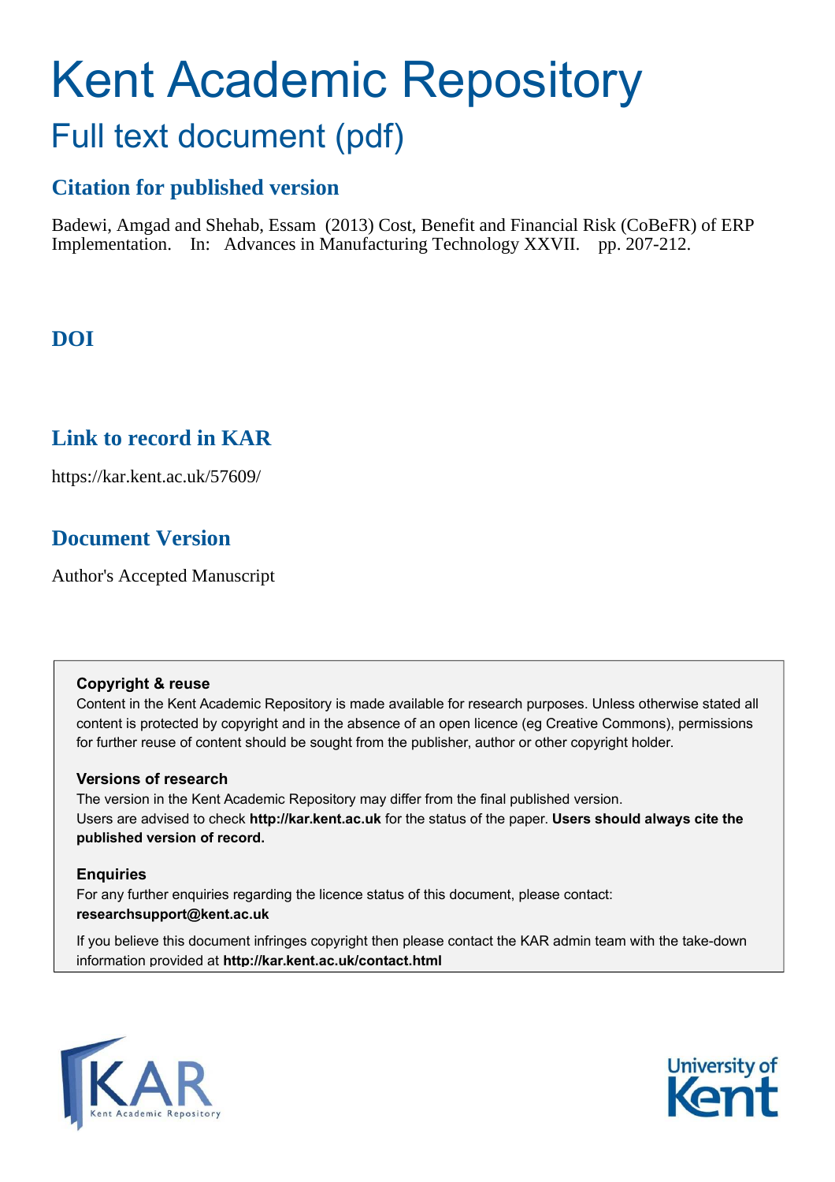# Kent Academic Repository

## Full text document (pdf)

### Citation for published version

Badewi, Amgad and Shehab, Essam (2013) Cost, Benefit and Financial Risk (CoBeFR) of ERP Implementation. In: Advances in Manufacturing Technology XXVII. pp. 207-212.

### DOI

### Link to record in KAR

https://kar.kent.ac.uk/57609/

### Document Version

Author's Accepted Manuscript

**Copyright & reuse**

Content in the Kent Academic Repository is made available for research purposes. Unless otherwise stated all content is protected by copyright and in the absence of an open licence (eg Creative Commons), permissions for further reuse of content should be sought from the publisher, author or other copyright holder.

**Versions of research**

The version in the Kent Academic Repository may differ from the final published version. Users are advised to check **http://kar.kent.ac.uk** for the status of the paper. **Users should always cite the published version of record.**

**Enquiries**

For any further enquiries regarding the licence status of this document, please contact: **researchsupport@kent.ac.uk**

If you believe this document infringes copyright then please contact the KAR admin team with the take-down information provided at **http://kar.kent.ac.uk/contact.html**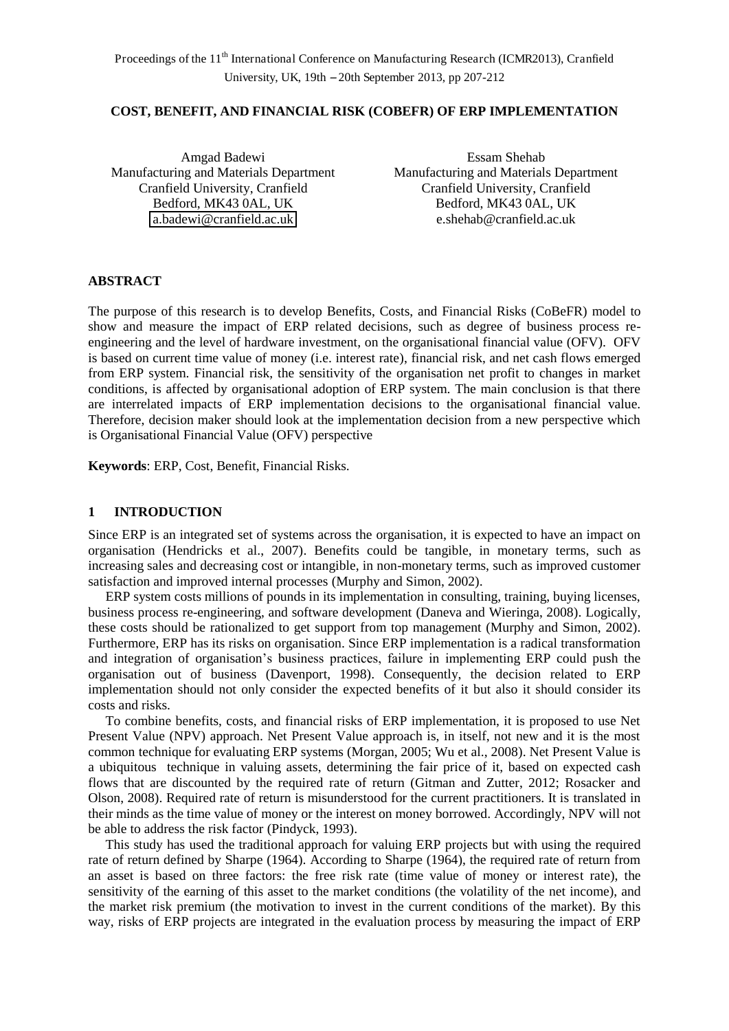**COST, BENEFIT, AND FINANCIAL RISK (COBEFR) OF ERP IMPLEMENTATION**

Amgad Badewi
Manufacturing and Materials Department
Cranfield University, Cranfield
Bedford, MK43 0AL, UK
a.badewi@cranfield.ac.uk

Essam Shehab
Manufacturing and Materials Department
Cranfield University, Cranfield
Bedford, MK43 0AL, UK
e.shehab@cranfield.ac.uk

## ABSTRACT

The purpose of this research is to develop Benefits, Costs, and Financial Risks (CoBeFR) model to show and measure the impact of ERP related decisions, such as degree of business process re-engineering and the level of hardware investment, on the organisational financial value (OFV). OFV is based on current time value of money (i.e. interest rate), financial risk, and net cash flows emerged from ERP system. Financial risk, the sensitivity of the organisation net profit to changes in market conditions, is affected by organisational adoption of ERP system. The main conclusion is that there are interrelated impacts of ERP implementation decisions to the organisational financial value. Therefore, decision maker should look at the implementation decision from a new perspective which is Organisational Financial Value (OFV) perspective

**Keywords**: ERP, Cost, Benefit, Financial Risks.

## 1 INTRODUCTION

Since ERP is an integrated set of systems across the organisation, it is expected to have an impact on organisation (Hendricks et al., 2007). Benefits could be tangible, in monetary terms, such as increasing sales and decreasing cost or intangible, in non-monetary terms, such as improved customer satisfaction and improved internal processes (Murphy and Simon, 2002).

ERP system costs millions of pounds in its implementation in consulting, training, buying licenses, business process re-engineering, and software development (Daneva and Wieringa, 2008). Logically, these costs should be rationalized to get support from top management (Murphy and Simon, 2002). Furthermore, ERP has its risks on organisation. Since ERP implementation is a radical transformation and integration of organisation's business practices, failure in implementing ERP could push the organisation out of business (Davenport, 1998). Consequently, the decision related to ERP implementation should not only consider the expected benefits of it but also it should consider its costs and risks.

To combine benefits, costs, and financial risks of ERP implementation, it is proposed to use Net Present Value (NPV) approach. Net Present Value approach is, in itself, not new and it is the most common technique for evaluating ERP systems (Morgan, 2005; Wu et al., 2008). Net Present Value is a ubiquitous technique in valuing assets, determining the fair price of it, based on expected cash flows that are discounted by the required rate of return (Gitman and Zutter, 2012; Rosacker and Olson, 2008). Required rate of return is misunderstood for the current practitioners. It is translated in their minds as the time value of money or the interest on money borrowed. Accordingly, NPV will not be able to address the risk factor (Pindyck, 1993).

This study has used the traditional approach for valuing ERP projects but with using the required rate of return defined by Sharpe (1964). According to Sharpe (1964), the required rate of return from an asset is based on three factors: the free risk rate (time value of money or interest rate), the sensitivity of the earning of this asset to the market conditions (the volatility of the net income), and the market risk premium (the motivation to invest in the current conditions of the market). By this way, risks of ERP projects are integrated in the evaluation process by measuring the impact of ERP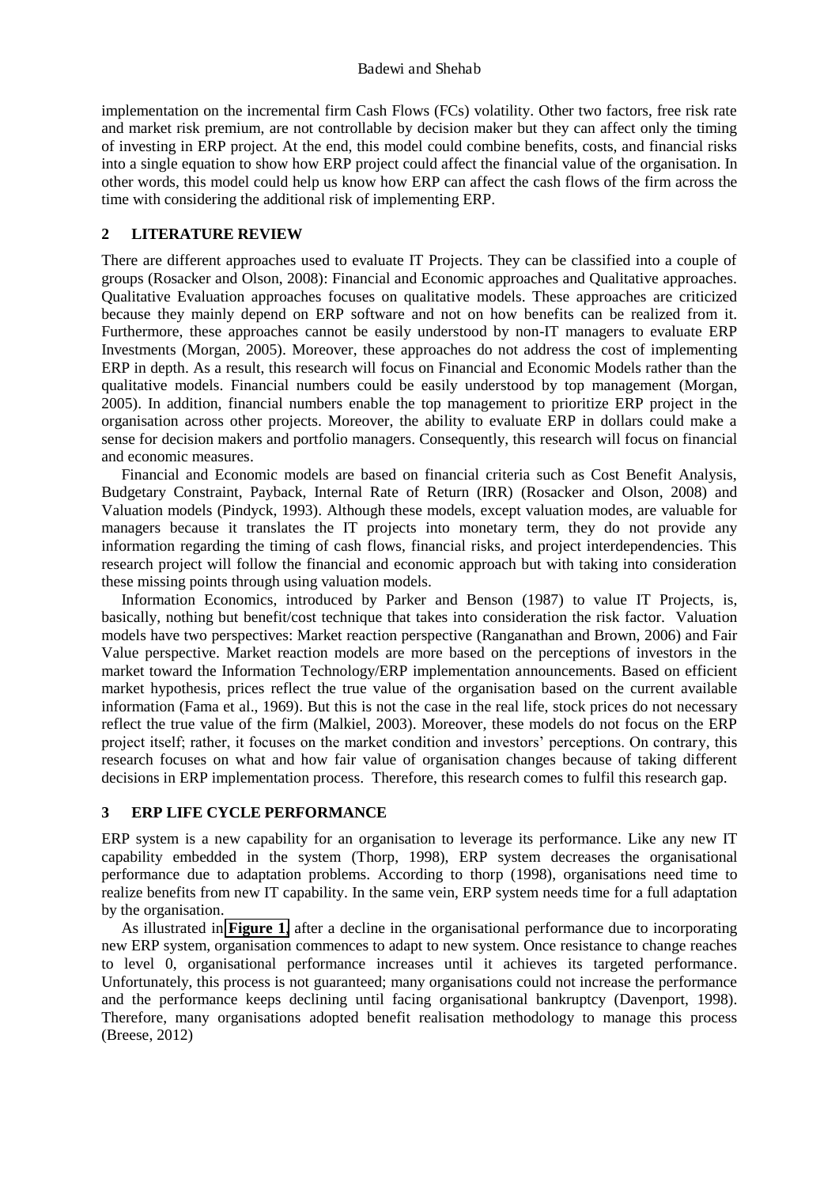implementation on the incremental firm Cash Flows (FCs) volatility. Other two factors, free risk rate and market risk premium, are not controllable by decision maker but they can affect only the timing of investing in ERP project. At the end, this model could combine benefits, costs, and financial risks into a single equation to show how ERP project could affect the financial value of the organisation. In other words, this model could help us know how ERP can affect the cash flows of the firm across the time with considering the additional risk of implementing ERP.

## 2 LITERATURE REVIEW

There are different approaches used to evaluate IT Projects. They can be classified into a couple of groups (Rosacker and Olson, 2008): Financial and Economic approaches and Qualitative approaches. Qualitative Evaluation approaches focuses on qualitative models. These approaches are criticized because they mainly depend on ERP software and not on how benefits can be realized from it. Furthermore, these approaches cannot be easily understood by non-IT managers to evaluate ERP Investments (Morgan, 2005). Moreover, these approaches do not address the cost of implementing ERP in depth. As a result, this research will focus on Financial and Economic Models rather than the qualitative models. Financial numbers could be easily understood by top management (Morgan, 2005). In addition, financial numbers enable the top management to prioritize ERP project in the organisation across other projects. Moreover, the ability to evaluate ERP in dollars could make a sense for decision makers and portfolio managers. Consequently, this research will focus on financial and economic measures.

Financial and Economic models are based on financial criteria such as Cost Benefit Analysis, Budgetary Constraint, Payback, Internal Rate of Return (IRR) (Rosacker and Olson, 2008) and Valuation models (Pindyck, 1993). Although these models, except valuation modes, are valuable for managers because it translates the IT projects into monetary term, they do not provide any information regarding the timing of cash flows, financial risks, and project interdependencies. This research project will follow the financial and economic approach but with taking into consideration these missing points through using valuation models.

Information Economics, introduced by Parker and Benson (1987) to value IT Projects, is, basically, nothing but benefit/cost technique that takes into consideration the risk factor. Valuation models have two perspectives: Market reaction perspective (Ranganathan and Brown, 2006) and Fair Value perspective. Market reaction models are more based on the perceptions of investors in the market toward the Information Technology/ERP implementation announcements. Based on efficient market hypothesis, prices reflect the true value of the organisation based on the current available information (Fama et al., 1969). But this is not the case in the real life, stock prices do not necessary reflect the true value of the firm (Malkiel, 2003). Moreover, these models do not focus on the ERP project itself; rather, it focuses on the market condition and investors' perceptions. On contrary, this research focuses on what and how fair value of organisation changes because of taking different decisions in ERP implementation process. Therefore, this research comes to fulfil this research gap.

## 3 ERP LIFE CYCLE PERFORMANCE

ERP system is a new capability for an organisation to leverage its performance. Like any new IT capability embedded in the system (Thorp, 1998), ERP system decreases the organisational performance due to adaptation problems. According to thorp (1998), organisations need time to realize benefits from new IT capability. In the same vein, ERP system needs time for a full adaptation by the organisation.

As illustrated in **Figure 1**, after a decline in the organisational performance due to incorporating new ERP system, organisation commences to adapt to new system. Once resistance to change reaches to level 0, organisational performance increases until it achieves its targeted performance. Unfortunately, this process is not guaranteed; many organisations could not increase the performance and the performance keeps declining until facing organisational bankruptcy (Davenport, 1998). Therefore, many organisations adopted benefit realisation methodology to manage this process (Breese, 2012)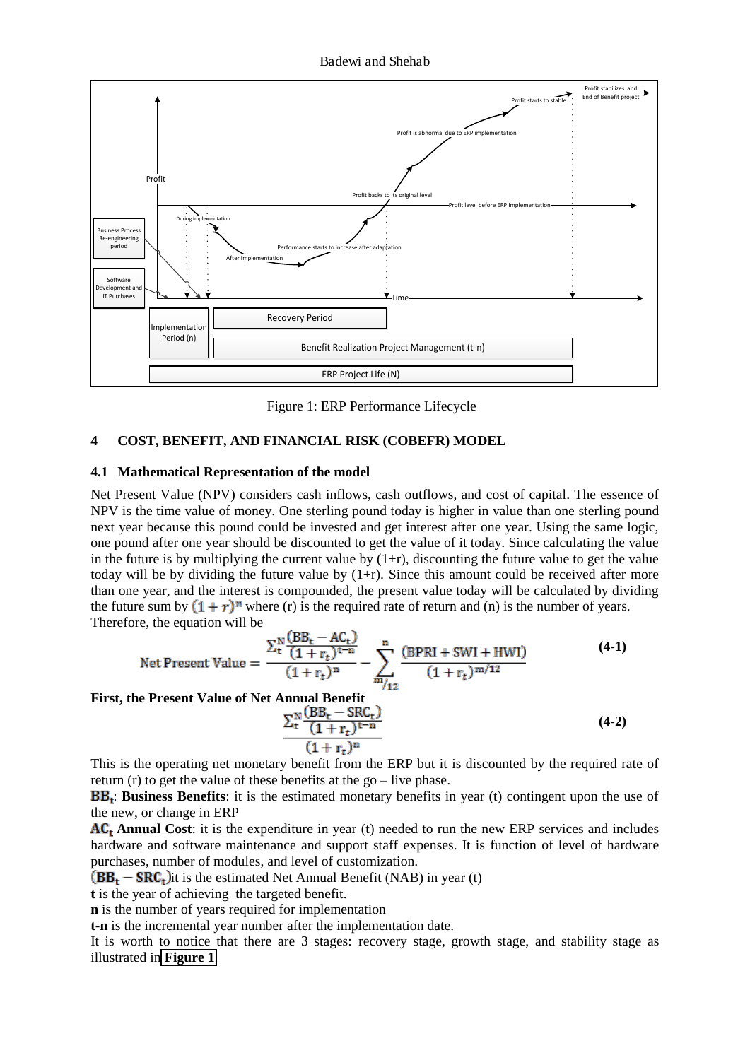Figure 1: ERP Performance Lifecycle

## 4 COST, BENEFIT, AND FINANCIAL RISK (COBEFR) MODEL

### 4.1 Mathematical Representation of the model

Net Present Value (NPV) considers cash inflows, cash outflows, and cost of capital. The essence of NPV is the time value of money. One sterling pound today is higher in value than one sterling pound next year because this pound could be invested and get interest after one year. Using the same logic, one pound after one year should be discounted to get the value of it today. Since calculating the value in the future is by multiplying the current value by (1+r), discounting the future value to get the value today will be by dividing the future value by (1+r). Since this amount could be received after more than one year, and the interest is compounded, the present value today will be calculated by dividing the future sum by $(1+r)^n$ where (r) is the required rate of return and (n) is the number of years. Therefore, the equation will be

$$\text{Net Present Value} = \frac{\sum_{t}^{N} \frac{(BB_t - AC_t)}{(1+r_t)^{t-n}}}{(1+r_t)^n} - \sum_{m/12}^{n} \frac{(BPRI + SWI + HWI)}{(1+r_t)^{m/12}} \qquad \textbf{(4-1)}$$

**First, the Present Value of Net Annual Benefit**

$$\frac{\sum_{t}^{N} \frac{(BB_t - SRC_t)}{(1+r_t)^{t-n}}}{(1+r_t)^n} \qquad \textbf{(4-2)}$$

This is the operating net monetary benefit from the ERP but it is discounted by the required rate of return (r) to get the value of these benefits at the go – live phase.

$BB_t$: **Business Benefits**: it is the estimated monetary benefits in year (t) contingent upon the use of the new, or change in ERP

$AC_t$ **Annual Cost**: it is the expenditure in year (t) needed to run the new ERP services and includes hardware and software maintenance and support staff expenses. It is function of level of hardware purchases, number of modules, and level of customization.

$(BB_t - SRC_t)$ it is the estimated Net Annual Benefit (NAB) in year (t)

**t** is the year of achieving the targeted benefit.

**n** is the number of years required for implementation

**t-n** is the incremental year number after the implementation date.

It is worth to notice that there are 3 stages: recovery stage, growth stage, and stability stage as illustrated in **Figure 1**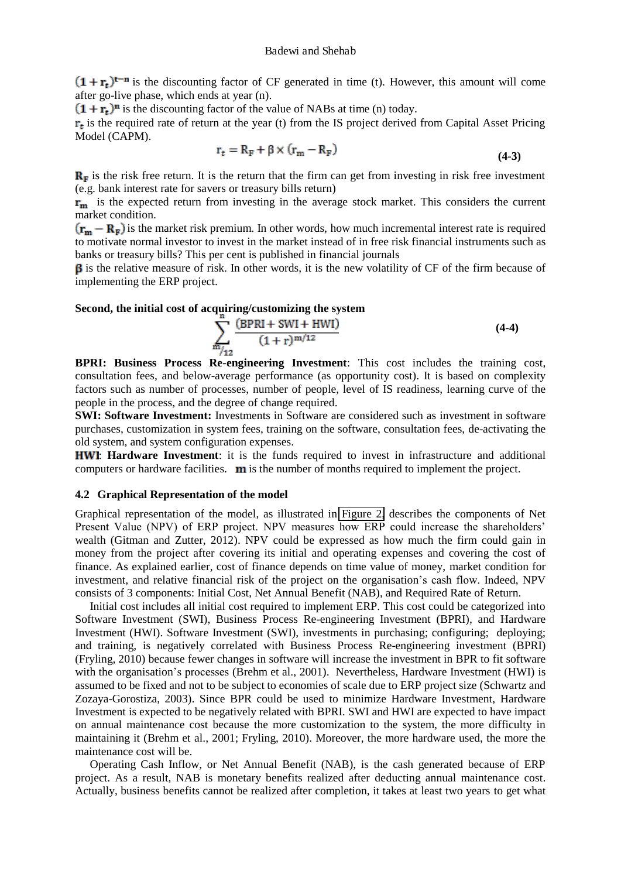$(1 + r_t)^{t-n}$ is the discounting factor of CF generated in time (t). However, this amount will come after go-live phase, which ends at year (n).

$(1 + r_t)^n$ is the discounting factor of the value of NABs at time (n) today.

$r_t$ is the required rate of return at the year (t) from the IS project derived from Capital Asset Pricing Model (CAPM).

$$r_t = R_F + \beta \times (r_m - R_F) \tag{4-3}$$

$R_F$ is the risk free return. It is the return that the firm can get from investing in risk free investment (e.g. bank interest rate for savers or treasury bills return)

$r_m$ is the expected return from investing in the average stock market. This considers the current market condition.

$(r_m - R_F)$ is the market risk premium. In other words, how much incremental interest rate is required to motivate normal investor to invest in the market instead of in free risk financial instruments such as banks or treasury bills? This per cent is published in financial journals

$\beta$ is the relative measure of risk. In other words, it is the new volatility of CF of the firm because of implementing the ERP project.

**Second, the initial cost of acquiring/customizing the system**

$$\sum_{m/12}^{n} \frac{(BPRI + SWI + HWI)}{(1 + r)^{m/12}} \tag{4-4}$$

**BPRI: Business Process Re-engineering Investment**: This cost includes the training cost, consultation fees, and below-average performance (as opportunity cost). It is based on complexity factors such as number of processes, number of people, level of IS readiness, learning curve of the people in the process, and the degree of change required.

**SWI: Software Investment:** Investments in Software are considered such as investment in software purchases, customization in system fees, training on the software, consultation fees, de-activating the old system, and system configuration expenses.

**HWI**: **Hardware Investment**: it is the funds required to invest in infrastructure and additional computers or hardware facilities. **m** is the number of months required to implement the project.

### 4.2 Graphical Representation of the model

Graphical representation of the model, as illustrated in Figure 2, describes the components of Net Present Value (NPV) of ERP project. NPV measures how ERP could increase the shareholders' wealth (Gitman and Zutter, 2012). NPV could be expressed as how much the firm could gain in money from the project after covering its initial and operating expenses and covering the cost of finance. As explained earlier, cost of finance depends on time value of money, market condition for investment, and relative financial risk of the project on the organisation's cash flow. Indeed, NPV consists of 3 components: Initial Cost, Net Annual Benefit (NAB), and Required Rate of Return.

Initial cost includes all initial cost required to implement ERP. This cost could be categorized into Software Investment (SWI), Business Process Re-engineering Investment (BPRI), and Hardware Investment (HWI). Software Investment (SWI), investments in purchasing; configuring; deploying; and training, is negatively correlated with Business Process Re-engineering investment (BPRI) (Fryling, 2010) because fewer changes in software will increase the investment in BPR to fit software with the organisation's processes (Brehm et al., 2001). Nevertheless, Hardware Investment (HWI) is assumed to be fixed and not to be subject to economies of scale due to ERP project size (Schwartz and Zozaya-Gorostiza, 2003). Since BPR could be used to minimize Hardware Investment, Hardware Investment is expected to be negatively related with BPRI. SWI and HWI are expected to have impact on annual maintenance cost because the more customization to the system, the more difficulty in maintaining it (Brehm et al., 2001; Fryling, 2010). Moreover, the more hardware used, the more the maintenance cost will be.

Operating Cash Inflow, or Net Annual Benefit (NAB), is the cash generated because of ERP project. As a result, NAB is monetary benefits realized after deducting annual maintenance cost. Actually, business benefits cannot be realized after completion, it takes at least two years to get what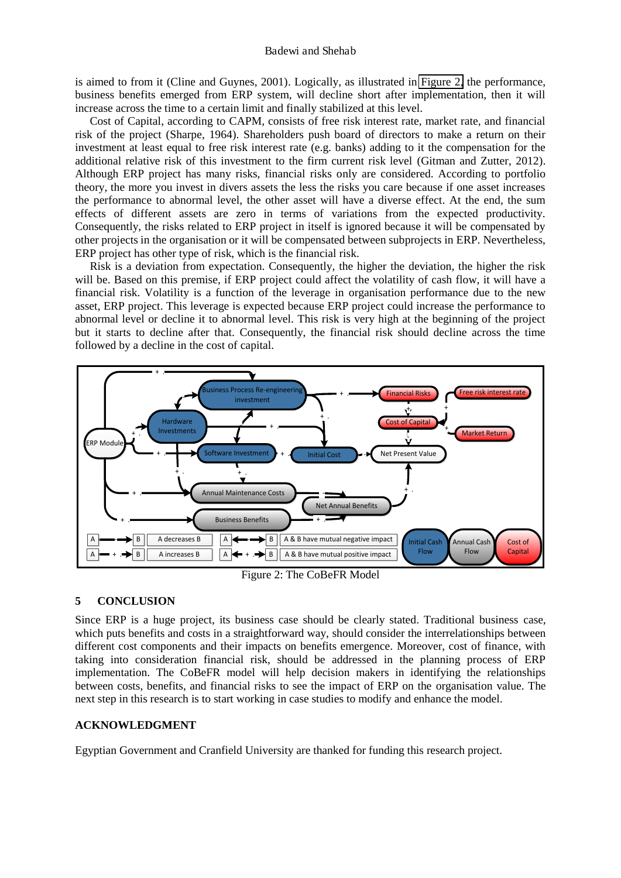is aimed to from it (Cline and Guynes, 2001). Logically, as illustrated in Figure 2, the performance, business benefits emerged from ERP system, will decline short after implementation, then it will increase across the time to a certain limit and finally stabilized at this level.

Cost of Capital, according to CAPM, consists of free risk interest rate, market rate, and financial risk of the project (Sharpe, 1964). Shareholders push board of directors to make a return on their investment at least equal to free risk interest rate (e.g. banks) adding to it the compensation for the additional relative risk of this investment to the firm current risk level (Gitman and Zutter, 2012). Although ERP project has many risks, financial risks only are considered. According to portfolio theory, the more you invest in divers assets the less the risks you care because if one asset increases the performance to abnormal level, the other asset will have a diverse effect. At the end, the sum effects of different assets are zero in terms of variations from the expected productivity. Consequently, the risks related to ERP project in itself is ignored because it will be compensated by other projects in the organisation or it will be compensated between subprojects in ERP. Nevertheless, ERP project has other type of risk, which is the financial risk.

Risk is a deviation from expectation. Consequently, the higher the deviation, the higher the risk will be. Based on this premise, if ERP project could affect the volatility of cash flow, it will have a financial risk. Volatility is a function of the leverage in organisation performance due to the new asset, ERP project. This leverage is expected because ERP project could increase the performance to abnormal level or decline it to abnormal level. This risk is very high at the beginning of the project but it starts to decline after that. Consequently, the financial risk should decline across the time followed by a decline in the cost of capital.

Figure 2: The CoBeFR Model

## 5 CONCLUSION

Since ERP is a huge project, its business case should be clearly stated. Traditional business case, which puts benefits and costs in a straightforward way, should consider the interrelationships between different cost components and their impacts on benefits emergence. Moreover, cost of finance, with taking into consideration financial risk, should be addressed in the planning process of ERP implementation. The CoBeFR model will help decision makers in identifying the relationships between costs, benefits, and financial risks to see the impact of ERP on the organisation value. The next step in this research is to start working in case studies to modify and enhance the model.

## ACKNOWLEDGMENT

Egyptian Government and Cranfield University are thanked for funding this research project.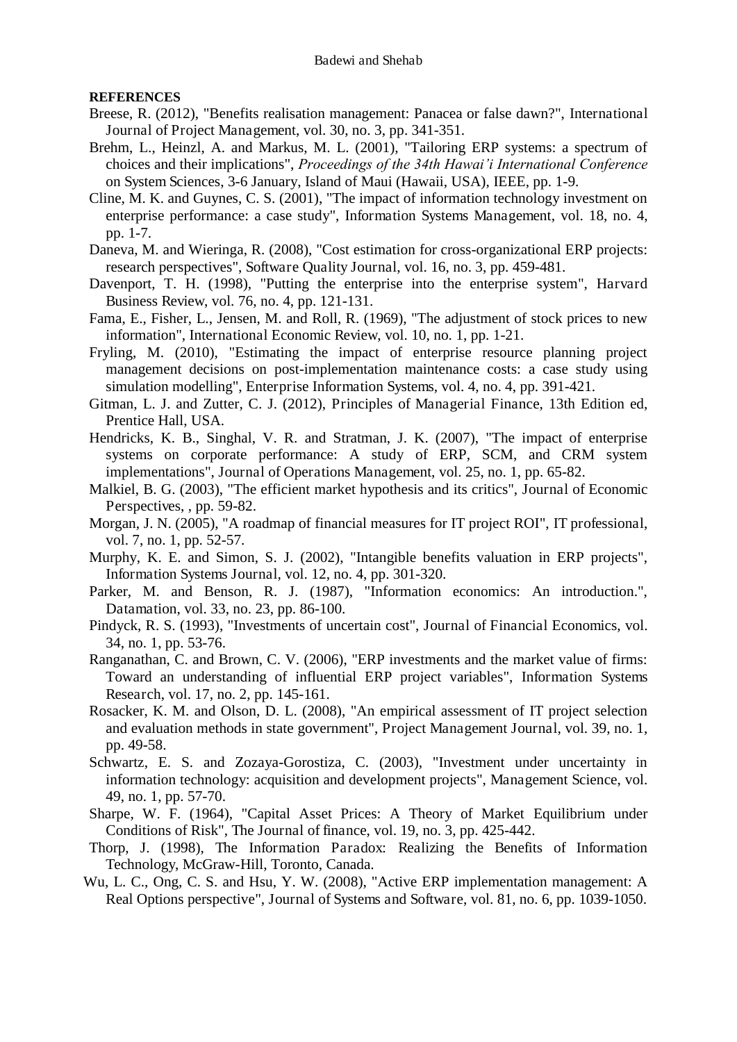**REFERENCES**

Breese, R. (2012), "Benefits realisation management: Panacea or false dawn?", International Journal of Project Management, vol. 30, no. 3, pp. 341-351.

Brehm, L., Heinzl, A. and Markus, M. L. (2001), "Tailoring ERP systems: a spectrum of choices and their implications", *Proceedings of the 34th Hawai'i International Conference* on System Sciences, 3-6 January, Island of Maui (Hawaii, USA), IEEE, pp. 1-9.

Cline, M. K. and Guynes, C. S. (2001), "The impact of information technology investment on enterprise performance: a case study", Information Systems Management, vol. 18, no. 4, pp. 1-7.

Daneva, M. and Wieringa, R. (2008), "Cost estimation for cross-organizational ERP projects: research perspectives", Software Quality Journal, vol. 16, no. 3, pp. 459-481.

Davenport, T. H. (1998), "Putting the enterprise into the enterprise system", Harvard Business Review, vol. 76, no. 4, pp. 121-131.

Fama, E., Fisher, L., Jensen, M. and Roll, R. (1969), "The adjustment of stock prices to new information", International Economic Review, vol. 10, no. 1, pp. 1-21.

Fryling, M. (2010), "Estimating the impact of enterprise resource planning project management decisions on post-implementation maintenance costs: a case study using simulation modelling", Enterprise Information Systems, vol. 4, no. 4, pp. 391-421.

Gitman, L. J. and Zutter, C. J. (2012), Principles of Managerial Finance, 13th Edition ed, Prentice Hall, USA.

Hendricks, K. B., Singhal, V. R. and Stratman, J. K. (2007), "The impact of enterprise systems on corporate performance: A study of ERP, SCM, and CRM system implementations", Journal of Operations Management, vol. 25, no. 1, pp. 65-82.

Malkiel, B. G. (2003), "The efficient market hypothesis and its critics", Journal of Economic Perspectives, , pp. 59-82.

Morgan, J. N. (2005), "A roadmap of financial measures for IT project ROI", IT professional, vol. 7, no. 1, pp. 52-57.

Murphy, K. E. and Simon, S. J. (2002), "Intangible benefits valuation in ERP projects", Information Systems Journal, vol. 12, no. 4, pp. 301-320.

Parker, M. and Benson, R. J. (1987), "Information economics: An introduction.", Datamation, vol. 33, no. 23, pp. 86-100.

Pindyck, R. S. (1993), "Investments of uncertain cost", Journal of Financial Economics, vol. 34, no. 1, pp. 53-76.

Ranganathan, C. and Brown, C. V. (2006), "ERP investments and the market value of firms: Toward an understanding of influential ERP project variables", Information Systems Research, vol. 17, no. 2, pp. 145-161.

Rosacker, K. M. and Olson, D. L. (2008), "An empirical assessment of IT project selection and evaluation methods in state government", Project Management Journal, vol. 39, no. 1, pp. 49-58.

Schwartz, E. S. and Zozaya-Gorostiza, C. (2003), "Investment under uncertainty in information technology: acquisition and development projects", Management Science, vol. 49, no. 1, pp. 57-70.

Sharpe, W. F. (1964), "Capital Asset Prices: A Theory of Market Equilibrium under Conditions of Risk", The Journal of finance, vol. 19, no. 3, pp. 425-442.

Thorp, J. (1998), The Information Paradox: Realizing the Benefits of Information Technology, McGraw-Hill, Toronto, Canada.

Wu, L. C., Ong, C. S. and Hsu, Y. W. (2008), "Active ERP implementation management: A Real Options perspective", Journal of Systems and Software, vol. 81, no. 6, pp. 1039-1050.